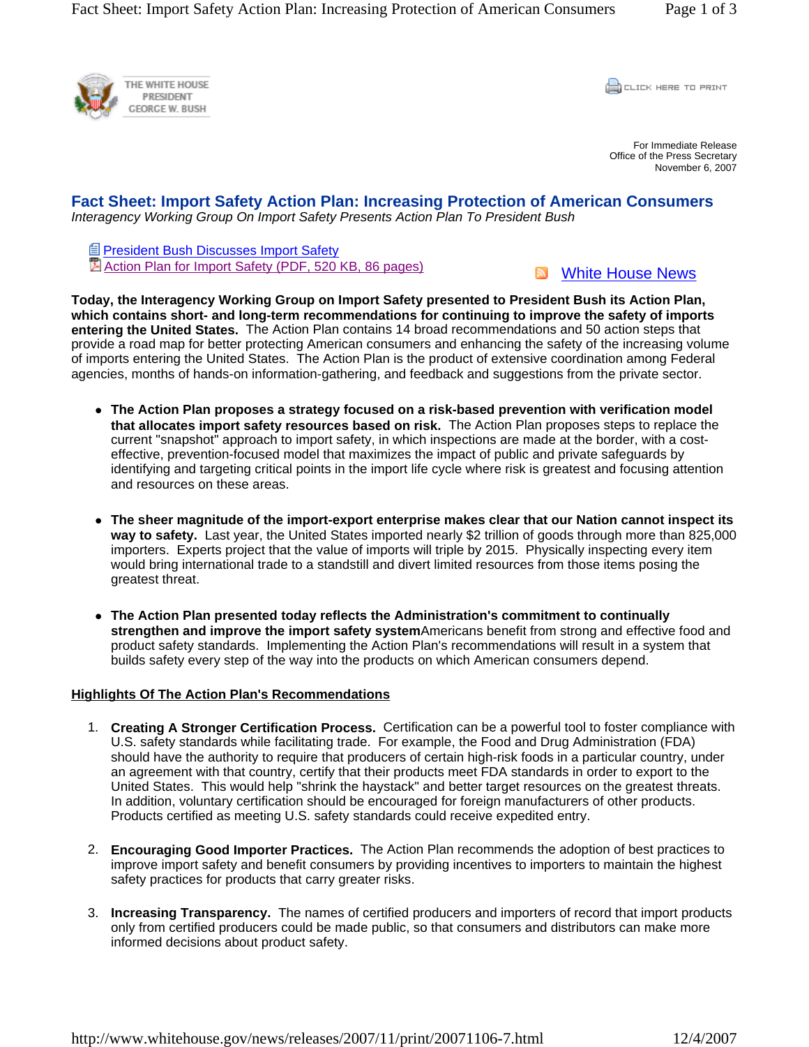THE WHITE HOUSE
PRESIDENT
GEORGE W. BUSH

CLICK HERE TO PRINT

For Immediate Release
Office of the Press Secretary
November 6, 2007

# Fact Sheet: Import Safety Action Plan: Increasing Protection of American Consumers

*Interagency Working Group On Import Safety Presents Action Plan To President Bush*

- President Bush Discusses Import Safety
- Action Plan for Import Safety (PDF, 520 KB, 86 pages)

White House News

**Today, the Interagency Working Group on Import Safety presented to President Bush its Action Plan, which contains short- and long-term recommendations for continuing to improve the safety of imports entering the United States.** The Action Plan contains 14 broad recommendations and 50 action steps that provide a road map for better protecting American consumers and enhancing the safety of the increasing volume of imports entering the United States. The Action Plan is the product of extensive coordination among Federal agencies, months of hands-on information-gathering, and feedback and suggestions from the private sector.

- **The Action Plan proposes a strategy focused on a risk-based prevention with verification model that allocates import safety resources based on risk.** The Action Plan proposes steps to replace the current "snapshot" approach to import safety, in which inspections are made at the border, with a cost-effective, prevention-focused model that maximizes the impact of public and private safeguards by identifying and targeting critical points in the import life cycle where risk is greatest and focusing attention and resources on these areas.

- **The sheer magnitude of the import-export enterprise makes clear that our Nation cannot inspect its way to safety.** Last year, the United States imported nearly $2 trillion of goods through more than 825,000 importers. Experts project that the value of imports will triple by 2015. Physically inspecting every item would bring international trade to a standstill and divert limited resources from those items posing the greatest threat.

- **The Action Plan presented today reflects the Administration's commitment to continually strengthen and improve the import safety system**Americans benefit from strong and effective food and product safety standards. Implementing the Action Plan's recommendations will result in a system that builds safety every step of the way into the products on which American consumers depend.

## Highlights Of The Action Plan's Recommendations

1. **Creating A Stronger Certification Process.** Certification can be a powerful tool to foster compliance with U.S. safety standards while facilitating trade. For example, the Food and Drug Administration (FDA) should have the authority to require that producers of certain high-risk foods in a particular country, under an agreement with that country, certify that their products meet FDA standards in order to export to the United States. This would help "shrink the haystack" and better target resources on the greatest threats. In addition, voluntary certification should be encouraged for foreign manufacturers of other products. Products certified as meeting U.S. safety standards could receive expedited entry.

2. **Encouraging Good Importer Practices.** The Action Plan recommends the adoption of best practices to improve import safety and benefit consumers by providing incentives to importers to maintain the highest safety practices for products that carry greater risks.

3. **Increasing Transparency.** The names of certified producers and importers of record that import products only from certified producers could be made public, so that consumers and distributors can make more informed decisions about product safety.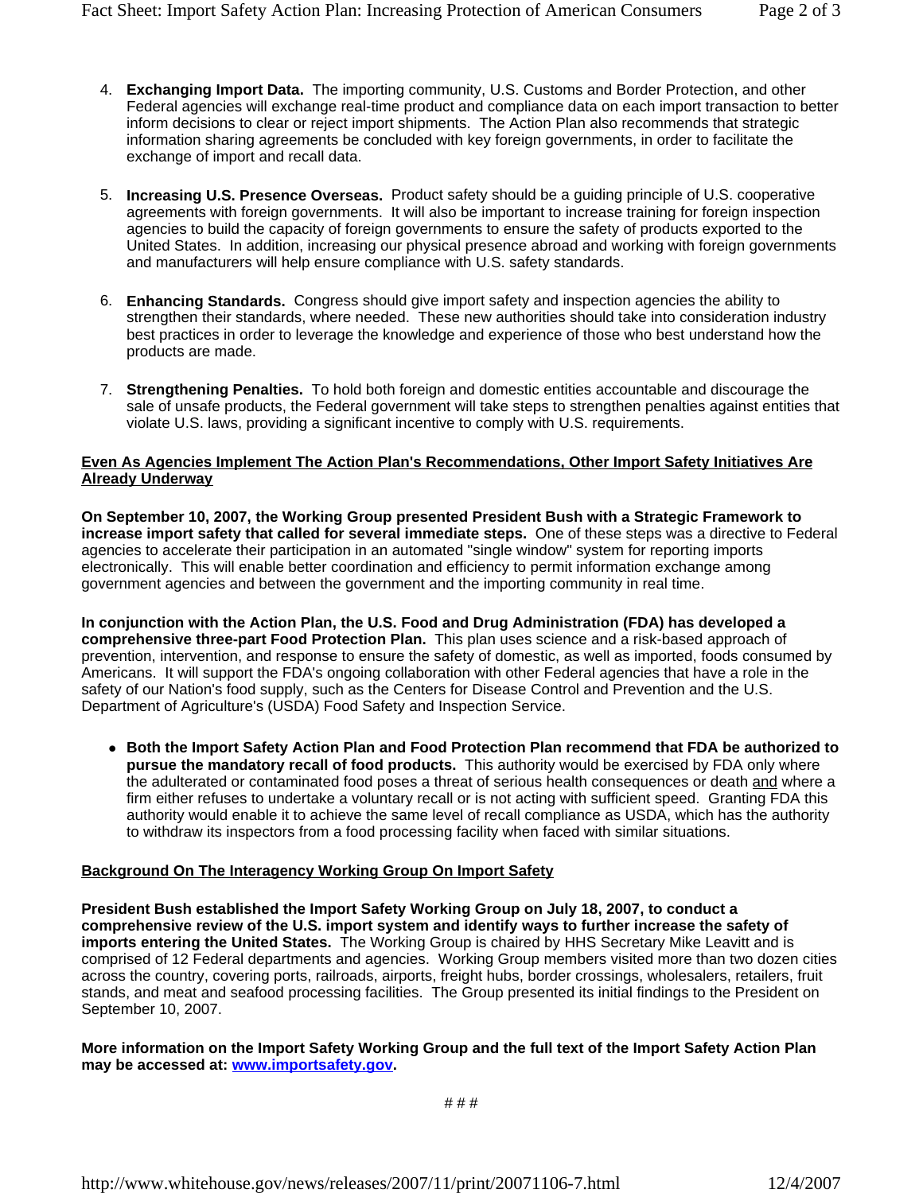4. **Exchanging Import Data.** The importing community, U.S. Customs and Border Protection, and other Federal agencies will exchange real-time product and compliance data on each import transaction to better inform decisions to clear or reject import shipments. The Action Plan also recommends that strategic information sharing agreements be concluded with key foreign governments, in order to facilitate the exchange of import and recall data.

5. **Increasing U.S. Presence Overseas.** Product safety should be a guiding principle of U.S. cooperative agreements with foreign governments. It will also be important to increase training for foreign inspection agencies to build the capacity of foreign governments to ensure the safety of products exported to the United States. In addition, increasing our physical presence abroad and working with foreign governments and manufacturers will help ensure compliance with U.S. safety standards.

6. **Enhancing Standards.** Congress should give import safety and inspection agencies the ability to strengthen their standards, where needed. These new authorities should take into consideration industry best practices in order to leverage the knowledge and experience of those who best understand how the products are made.

7. **Strengthening Penalties.** To hold both foreign and domestic entities accountable and discourage the sale of unsafe products, the Federal government will take steps to strengthen penalties against entities that violate U.S. laws, providing a significant incentive to comply with U.S. requirements.

**Even As Agencies Implement The Action Plan's Recommendations, Other Import Safety Initiatives Are Already Underway**

**On September 10, 2007, the Working Group presented President Bush with a Strategic Framework to increase import safety that called for several immediate steps.** One of these steps was a directive to Federal agencies to accelerate their participation in an automated "single window" system for reporting imports electronically. This will enable better coordination and efficiency to permit information exchange among government agencies and between the government and the importing community in real time.

**In conjunction with the Action Plan, the U.S. Food and Drug Administration (FDA) has developed a comprehensive three-part Food Protection Plan.** This plan uses science and a risk-based approach of prevention, intervention, and response to ensure the safety of domestic, as well as imported, foods consumed by Americans. It will support the FDA's ongoing collaboration with other Federal agencies that have a role in the safety of our Nation's food supply, such as the Centers for Disease Control and Prevention and the U.S. Department of Agriculture's (USDA) Food Safety and Inspection Service.

- **Both the Import Safety Action Plan and Food Protection Plan recommend that FDA be authorized to pursue the mandatory recall of food products.** This authority would be exercised by FDA only where the adulterated or contaminated food poses a threat of serious health consequences or death and where a firm either refuses to undertake a voluntary recall or is not acting with sufficient speed. Granting FDA this authority would enable it to achieve the same level of recall compliance as USDA, which has the authority to withdraw its inspectors from a food processing facility when faced with similar situations.

**Background On The Interagency Working Group On Import Safety**

**President Bush established the Import Safety Working Group on July 18, 2007, to conduct a comprehensive review of the U.S. import system and identify ways to further increase the safety of imports entering the United States.** The Working Group is chaired by HHS Secretary Mike Leavitt and is comprised of 12 Federal departments and agencies. Working Group members visited more than two dozen cities across the country, covering ports, railroads, airports, freight hubs, border crossings, wholesalers, retailers, fruit stands, and meat and seafood processing facilities. The Group presented its initial findings to the President on September 10, 2007.

**More information on the Import Safety Working Group and the full text of the Import Safety Action Plan may be accessed at: www.importsafety.gov.**

# # #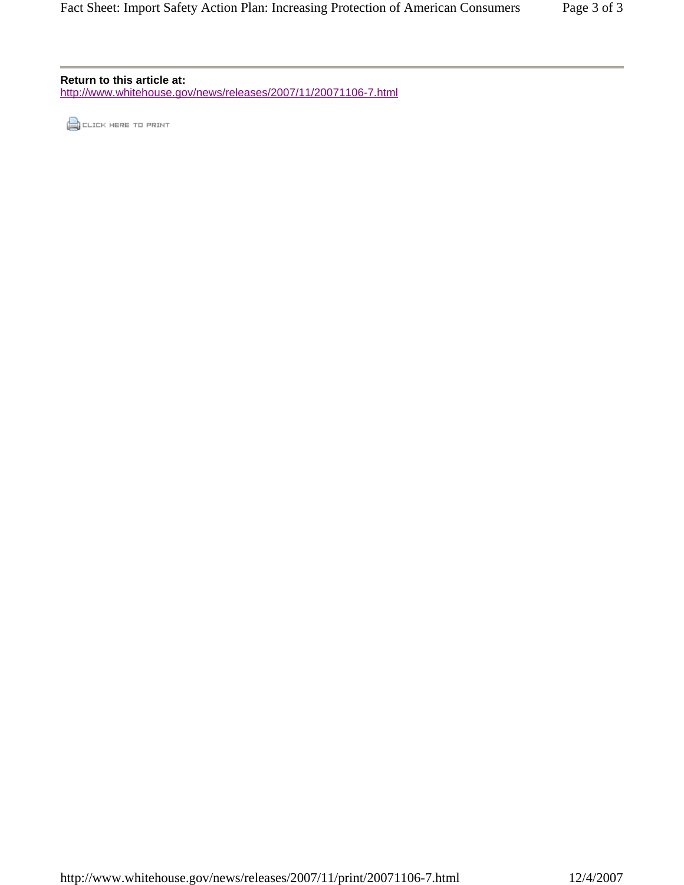**Return to this article at:**
http://www.whitehouse.gov/news/releases/2007/11/20071106-7.html

CLICK HERE TO PRINT